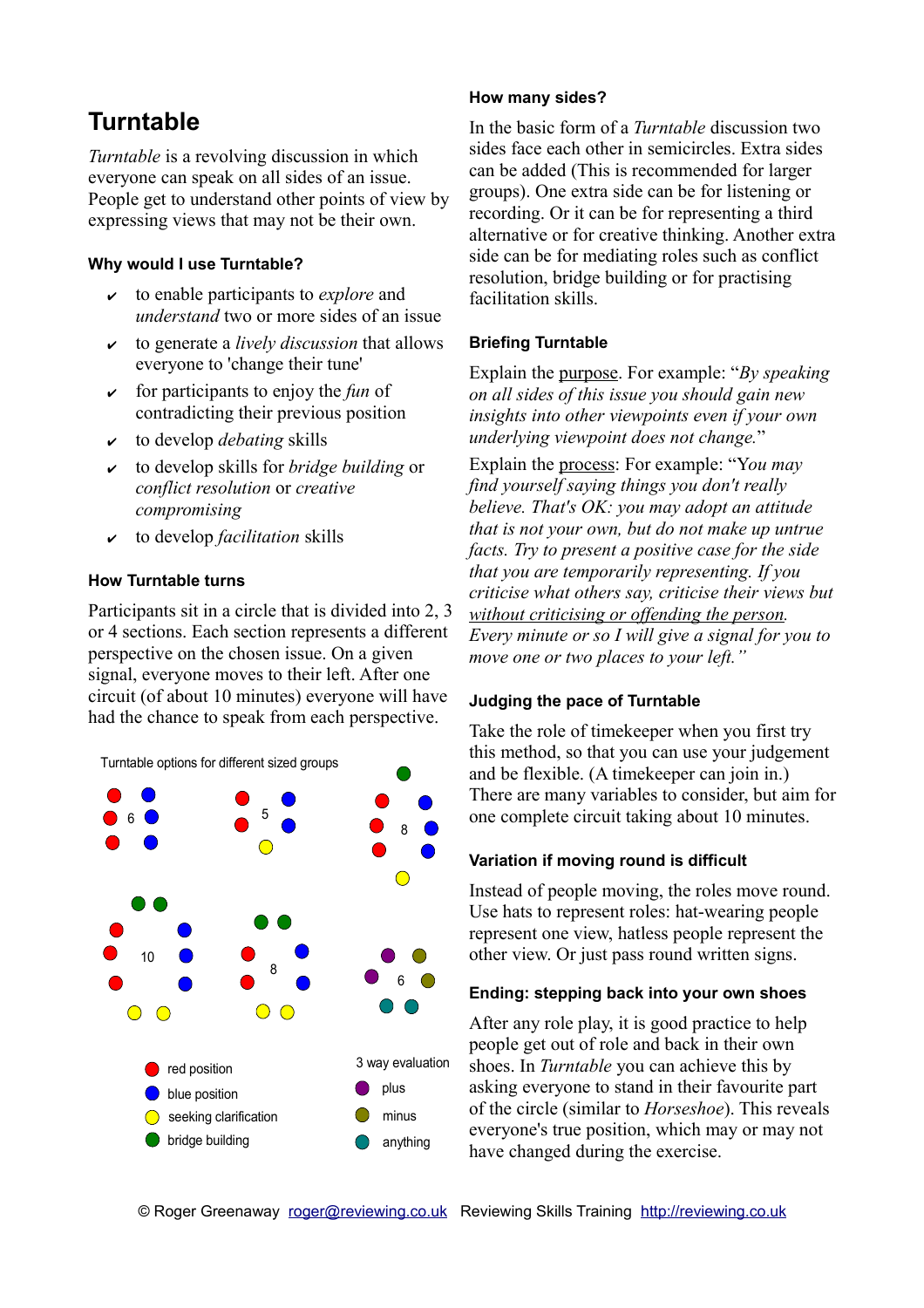# Turntable

*Turntable* is a revolving discussion in which everyone can speak on all sides of an issue. People get to understand other points of view by expressing views that may not be their own.

### Why would I use Turntable?

- ✔ to enable participants to *explore* and *understand* two or more sides of an issue
- ✔ to generate a *lively discussion* that allows everyone to 'change their tune'
- ✔ for participants to enjoy the *fun* of contradicting their previous position
- ✔ to develop *debating* skills
- ✔ to develop skills for *bridge building* or *conflict resolution* or *creative compromising*
- ✔ to develop *facilitation* skills

### How Turntable turns

Participants sit in a circle that is divided into 2, 3 or 4 sections. Each section represents a different perspective on the chosen issue. On a given signal, everyone moves to their left. After one circuit (of about 10 minutes) everyone will have had the chance to speak from each perspective.

Turntable options for different sized groups

6 | 5 | 8 | 10 | 8 | 6

- red position
- blue position
- seeking clarification
- bridge building

3 way evaluation

- plus
- minus
- anything

### How many sides?

In the basic form of a *Turntable* discussion two sides face each other in semicircles. Extra sides can be added (This is recommended for larger groups). One extra side can be for listening or recording. Or it can be for representing a third alternative or for creative thinking. Another extra side can be for mediating roles such as conflict resolution, bridge building or for practising facilitation skills.

### Briefing Turntable

Explain the purpose. For example: "*By speaking on all sides of this issue you should gain new insights into other viewpoints even if your own underlying viewpoint does not change.*"

Explain the process: For example: "*You may find yourself saying things you don't really believe. That's OK: you may adopt an attitude that is not your own, but do not make up untrue facts. Try to present a positive case for the side that you are temporarily representing. If you criticise what others say, criticise their views but without criticising or offending the person. Every minute or so I will give a signal for you to move one or two places to your left.*"

### Judging the pace of Turntable

Take the role of timekeeper when you first try this method, so that you can use your judgement and be flexible. (A timekeeper can join in.) There are many variables to consider, but aim for one complete circuit taking about 10 minutes.

### Variation if moving round is difficult

Instead of people moving, the roles move round. Use hats to represent roles: hat-wearing people represent one view, hatless people represent the other view. Or just pass round written signs.

### Ending: stepping back into your own shoes

After any role play, it is good practice to help people get out of role and back in their own shoes. In *Turntable* you can achieve this by asking everyone to stand in their favourite part of the circle (similar to *Horseshoe*). This reveals everyone's true position, which may or may not have changed during the exercise.

© Roger Greenaway roger@reviewing.co.uk Reviewing Skills Training http://reviewing.co.uk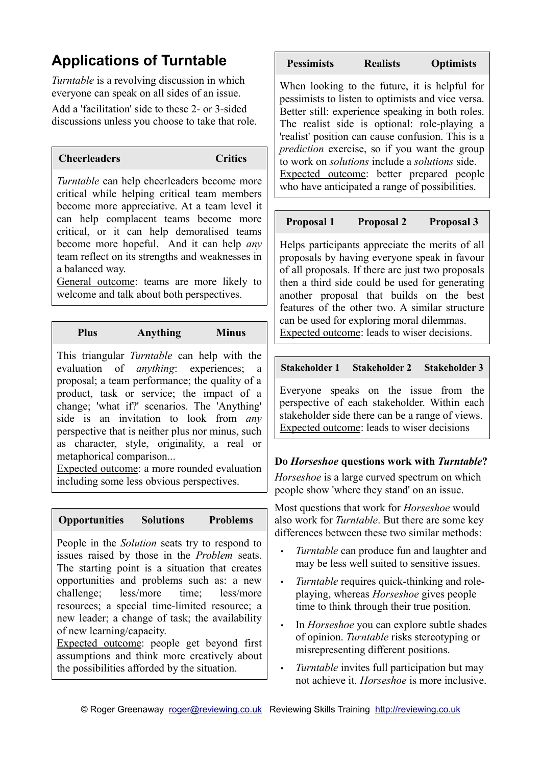# Applications of Turntable

*Turntable* is a revolving discussion in which everyone can speak on all sides of an issue.

Add a 'facilitation' side to these 2- or 3-sided discussions unless you choose to take that role.

| Cheerleaders | Critics |
|---|---|

*Turntable* can help cheerleaders become more critical while helping critical team members become more appreciative. At a team level it can help complacent teams become more critical, or it can help demoralised teams become more hopeful. And it can help *any* team reflect on its strengths and weaknesses in a balanced way.
General outcome: teams are more likely to welcome and talk about both perspectives.

| Plus | Anything | Minus |
|---|---|---|

This triangular *Turntable* can help with the evaluation of *anything*: experiences; a proposal; a team performance; the quality of a product, task or service; the impact of a change; 'what if?' scenarios. The 'Anything' side is an invitation to look from *any* perspective that is neither plus nor minus, such as character, style, originality, a real or metaphorical comparison...
Expected outcome: a more rounded evaluation including some less obvious perspectives.

| Opportunities | Solutions | Problems |
|---|---|---|

People in the *Solution* seats try to respond to issues raised by those in the *Problem* seats. The starting point is a situation that creates opportunities and problems such as: a new challenge; less/more time; less/more resources; a special time-limited resource; a new leader; a change of task; the availability of new learning/capacity.
Expected outcome: people get beyond first assumptions and think more creatively about the possibilities afforded by the situation.

| Pessimists | Realists | Optimists |
|---|---|---|

When looking to the future, it is helpful for pessimists to listen to optimists and vice versa. Better still: experience speaking in both roles. The realist side is optional: role-playing a 'realist' position can cause confusion. This is a *prediction* exercise, so if you want the group to work on *solutions* include a *solutions* side.
Expected outcome: better prepared people who have anticipated a range of possibilities.

| Proposal 1 | Proposal 2 | Proposal 3 |
|---|---|---|

Helps participants appreciate the merits of all proposals by having everyone speak in favour of all proposals. If there are just two proposals then a third side could be used for generating another proposal that builds on the best features of the other two. A similar structure can be used for exploring moral dilemmas.
Expected outcome: leads to wiser decisions.

| Stakeholder 1 | Stakeholder 2 | Stakeholder 3 |
|---|---|---|

Everyone speaks on the issue from the perspective of each stakeholder. Within each stakeholder side there can be a range of views.
Expected outcome: leads to wiser decisions

### Do *Horseshoe* questions work with *Turntable*?

*Horseshoe* is a large curved spectrum on which people show 'where they stand' on an issue.

Most questions that work for *Horseshoe* would also work for *Turntable*. But there are some key differences between these two similar methods:

- *Turntable* can produce fun and laughter and may be less well suited to sensitive issues.
- *Turntable* requires quick-thinking and role-playing, whereas *Horseshoe* gives people time to think through their true position.
- In *Horseshoe* you can explore subtle shades of opinion. *Turntable* risks stereotyping or misrepresenting different positions.
- *Turntable* invites full participation but may not achieve it. *Horseshoe* is more inclusive.

© Roger Greenaway roger@reviewing.co.uk Reviewing Skills Training http://reviewing.co.uk